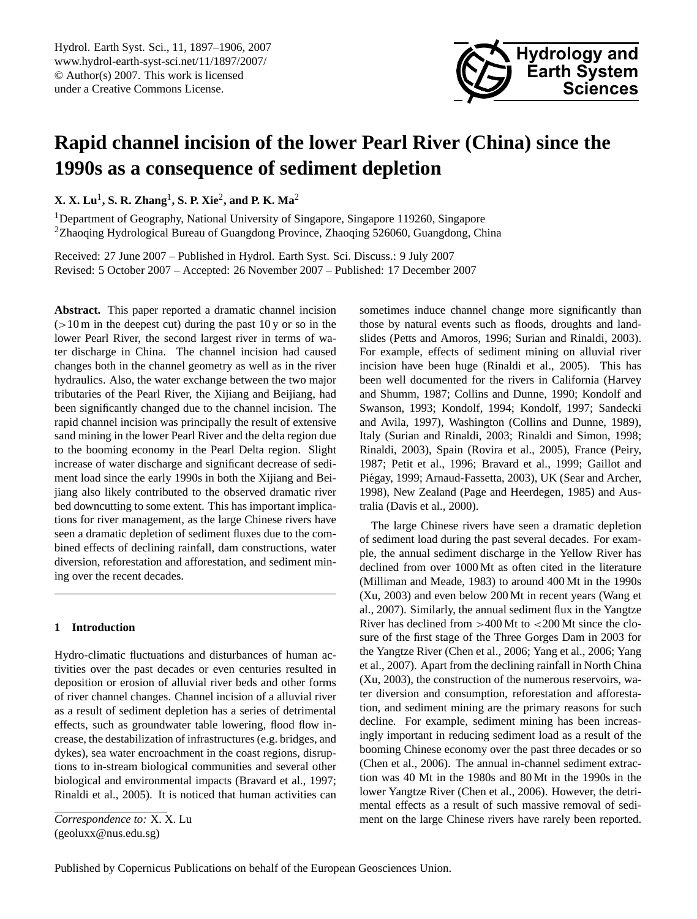# Rapid channel incision of the lower Pearl River (China) since the 1990s as a consequence of sediment depletion

**X. X. Lu[1], S. R. Zhang[1], S. P. Xie[2], and P. K. Ma[2]**

[1]Department of Geography, National University of Singapore, Singapore 119260, Singapore
[2]Zhaoqing Hydrological Bureau of Guangdong Province, Zhaoqing 526060, Guangdong, China

Received: 27 June 2007 – Published in Hydrol. Earth Syst. Sci. Discuss.: 9 July 2007
Revised: 5 October 2007 – Accepted: 26 November 2007 – Published: 17 December 2007

**Abstract.** This paper reported a dramatic channel incision (>10 m in the deepest cut) during the past 10 y or so in the lower Pearl River, the second largest river in terms of water discharge in China. The channel incision had caused changes both in the channel geometry as well as in the river hydraulics. Also, the water exchange between the two major tributaries of the Pearl River, the Xijiang and Beijiang, had been significantly changed due to the channel incision. The rapid channel incision was principally the result of extensive sand mining in the lower Pearl River and the delta region due to the booming economy in the Pearl Delta region. Slight increase of water discharge and significant decrease of sediment load since the early 1990s in both the Xijiang and Beijiang also likely contributed to the observed dramatic river bed downcutting to some extent. This has important implications for river management, as the large Chinese rivers have seen a dramatic depletion of sediment fluxes due to the combined effects of declining rainfall, dam constructions, water diversion, reforestation and afforestation, and sediment mining over the recent decades.

## 1 Introduction

Hydro-climatic fluctuations and disturbances of human activities over the past decades or even centuries resulted in deposition or erosion of alluvial river beds and other forms of river channel changes. Channel incision of a alluvial river as a result of sediment depletion has a series of detrimental effects, such as groundwater table lowering, flood flow increase, the destabilization of infrastructures (e.g. bridges, and dykes), sea water encroachment in the coast regions, disruptions to in-stream biological communities and several other biological and environmental impacts (Bravard et al., 1997; Rinaldi et al., 2005). It is noticed that human activities can sometimes induce channel change more significantly than those by natural events such as floods, droughts and landslides (Petts and Amoros, 1996; Surian and Rinaldi, 2003). For example, effects of sediment mining on alluvial river incision have been huge (Rinaldi et al., 2005). This has been well documented for the rivers in California (Harvey and Shumm, 1987; Collins and Dunne, 1990; Kondolf and Swanson, 1993; Kondolf, 1994; Kondolf, 1997; Sandecki and Avila, 1997), Washington (Collins and Dunne, 1989), Italy (Surian and Rinaldi, 2003; Rinaldi and Simon, 1998; Rinaldi, 2003), Spain (Rovira et al., 2005), France (Peiry, 1987; Petit et al., 1996; Bravard et al., 1999; Gaillot and Piégay, 1999; Arnaud-Fassetta, 2003), UK (Sear and Archer, 1998), New Zealand (Page and Heerdegen, 1985) and Australia (Davis et al., 2000).

The large Chinese rivers have seen a dramatic depletion of sediment load during the past several decades. For example, the annual sediment discharge in the Yellow River has declined from over 1000 Mt as often cited in the literature (Milliman and Meade, 1983) to around 400 Mt in the 1990s (Xu, 2003) and even below 200 Mt in recent years (Wang et al., 2007). Similarly, the annual sediment flux in the Yangtze River has declined from >400 Mt to <200 Mt since the closure of the first stage of the Three Gorges Dam in 2003 for the Yangtze River (Chen et al., 2006; Yang et al., 2006; Yang et al., 2007). Apart from the declining rainfall in North China (Xu, 2003), the construction of the numerous reservoirs, water diversion and consumption, reforestation and afforestation, and sediment mining are the primary reasons for such decline. For example, sediment mining has been increasingly important in reducing sediment load as a result of the booming Chinese economy over the past three decades or so (Chen et al., 2006). The annual in-channel sediment extraction was 40 Mt in the 1980s and 80 Mt in the 1990s in the lower Yangtze River (Chen et al., 2006). However, the detrimental effects as a result of such massive removal of sediment on the large Chinese rivers have rarely been reported.

*Correspondence to:* X. X. Lu
(geoluxx@nus.edu.sg)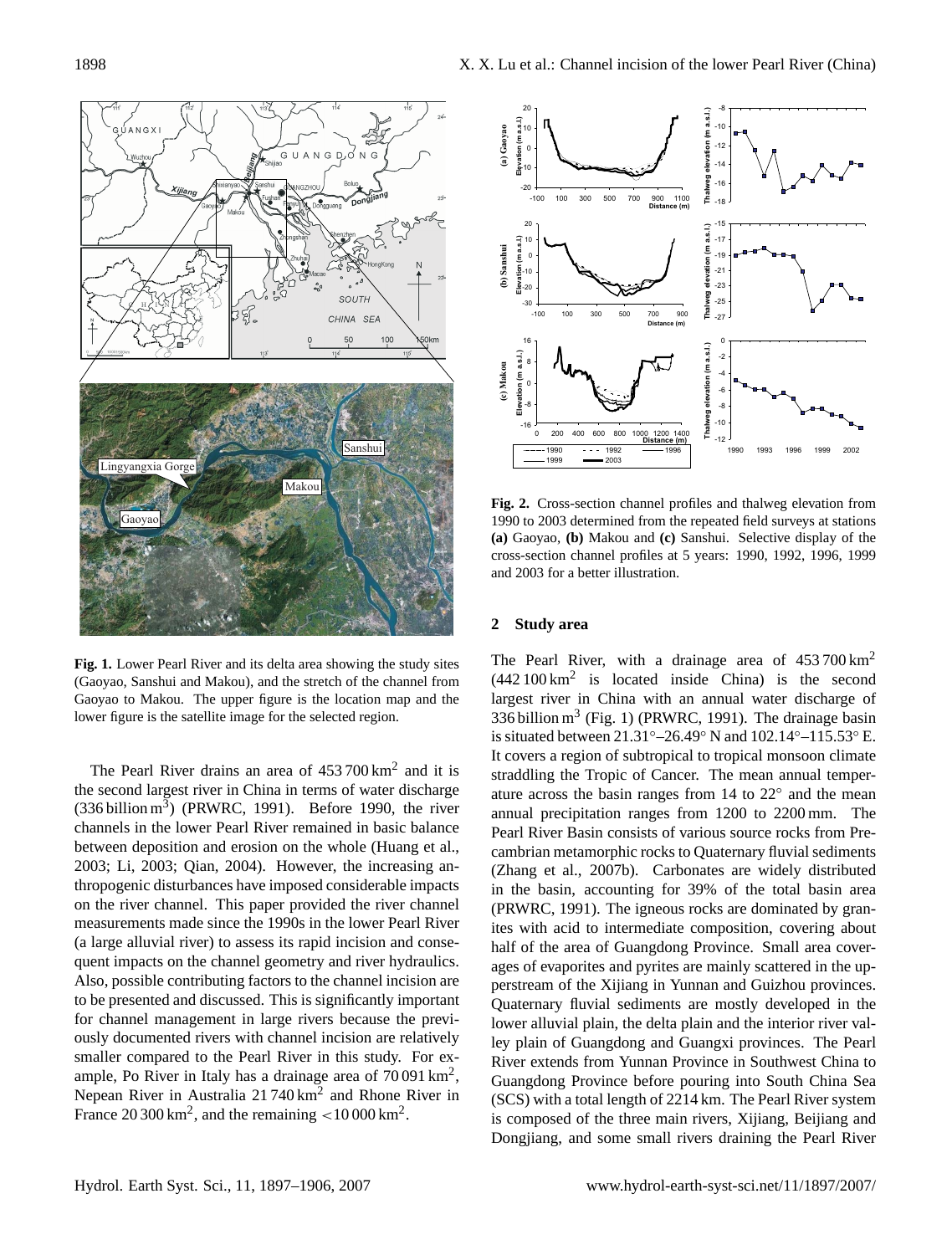Fig. 1. Lower Pearl River and its delta area showing the study sites (Gaoyao, Sanshui and Makou), and the stretch of the channel from Gaoyao to Makou. The upper figure is the location map and the lower figure is the satellite image for the selected region.

The Pearl River drains an area of 453 700 km$^2$ and it is the second largest river in China in terms of water discharge (336 billion m$^3$) (PRWRC, 1991). Before 1990, the river channels in the lower Pearl River remained in basic balance between deposition and erosion on the whole (Huang et al., 2003; Li, 2003; Qian, 2004). However, the increasing anthropogenic disturbances have imposed considerable impacts on the river channel. This paper provided the river channel measurements made since the 1990s in the lower Pearl River (a large alluvial river) to assess its rapid incision and consequent impacts on the channel geometry and river hydraulics. Also, possible contributing factors to the channel incision are to be presented and discussed. This is significantly important for channel management in large rivers because the previously documented rivers with channel incision are relatively smaller compared to the Pearl River in this study. For example, Po River in Italy has a drainage area of 70 091 km$^2$, Nepean River in Australia 21 740 km$^2$ and Rhone River in France 20 300 km$^2$, and the remaining <10 000 km$^2$.

Fig. 2. Cross-section channel profiles and thalweg elevation from 1990 to 2003 determined from the repeated field surveys at stations **(a)** Gaoyao, **(b)** Makou and **(c)** Sanshui. Selective display of the cross-section channel profiles at 5 years: 1990, 1992, 1996, 1999 and 2003 for a better illustration.

## 2 Study area

The Pearl River, with a drainage area of 453 700 km$^2$ (442 100 km$^2$ is located inside China) is the second largest river in China with an annual water discharge of 336 billion m$^3$ (Fig. 1) (PRWRC, 1991). The drainage basin is situated between 21.31°–26.49° N and 102.14°–115.53° E. It covers a region of subtropical to tropical monsoon climate straddling the Tropic of Cancer. The mean annual temperature across the basin ranges from 14 to 22° and the mean annual precipitation ranges from 1200 to 2200 mm. The Pearl River Basin consists of various source rocks from Precambrian metamorphic rocks to Quaternary fluvial sediments (Zhang et al., 2007b). Carbonates are widely distributed in the basin, accounting for 39% of the total basin area (PRWRC, 1991). The igneous rocks are dominated by granites with acid to intermediate composition, covering about half of the area of Guangdong Province. Small area coverages of evaporites and pyrites are mainly scattered in the upperstream of the Xijiang in Yunnan and Guizhou provinces. Quaternary fluvial sediments are mostly developed in the lower alluvial plain, the delta plain and the interior river valley plain of Guangdong and Guangxi provinces. The Pearl River extends from Yunnan Province in Southwest China to Guangdong Province before pouring into South China Sea (SCS) with a total length of 2214 km. The Pearl River system is composed of the three main rivers, Xijiang, Beijiang and Dongjiang, and some small rivers draining the Pearl River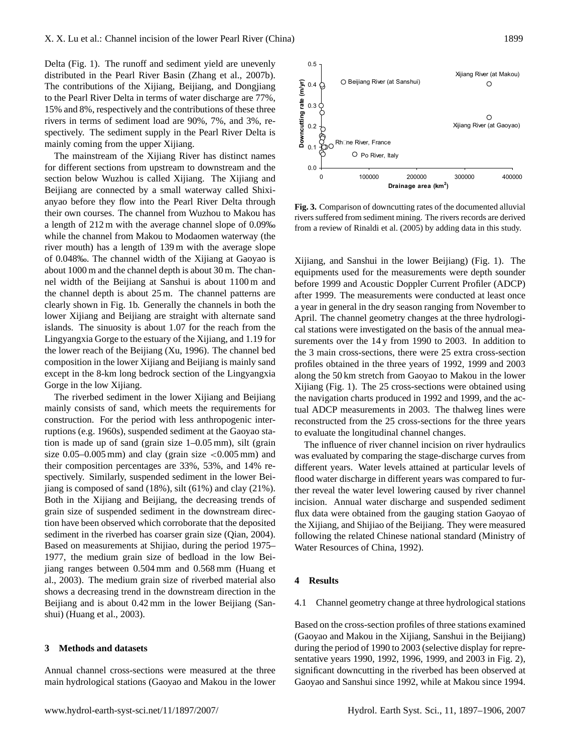Delta (Fig. 1). The runoff and sediment yield are unevenly distributed in the Pearl River Basin (Zhang et al., 2007b). The contributions of the Xijiang, Beijiang, and Dongjiang to the Pearl River Delta in terms of water discharge are 77%, 15% and 8%, respectively and the contributions of these three rivers in terms of sediment load are 90%, 7%, and 3%, respectively. The sediment supply in the Pearl River Delta is mainly coming from the upper Xijiang.

The mainstream of the Xijiang River has distinct names for different sections from upstream to downstream and the section below Wuzhou is called Xijiang. The Xijiang and Beijiang are connected by a small waterway called Shixianyao before they flow into the Pearl River Delta through their own courses. The channel from Wuzhou to Makou has a length of 212 m with the average channel slope of 0.09‰ while the channel from Makou to Modaomen waterway (the river mouth) has a length of 139 m with the average slope of 0.048‰. The channel width of the Xijiang at Gaoyao is about 1000 m and the channel depth is about 30 m. The channel width of the Beijiang at Sanshui is about 1100 m and the channel depth is about 25 m. The channel patterns are clearly shown in Fig. 1b. Generally the channels in both the lower Xijiang and Beijiang are straight with alternate sand islands. The sinuosity is about 1.07 for the reach from the Lingyangxia Gorge to the estuary of the Xijiang, and 1.19 for the lower reach of the Beijiang (Xu, 1996). The channel bed composition in the lower Xijiang and Beijiang is mainly sand except in the 8-km long bedrock section of the Lingyangxia Gorge in the low Xijiang.

The riverbed sediment in the lower Xijiang and Beijiang mainly consists of sand, which meets the requirements for construction. For the period with less anthropogenic interruptions (e.g. 1960s), suspended sediment at the Gaoyao station is made up of sand (grain size 1–0.05 mm), silt (grain size 0.05–0.005 mm) and clay (grain size <0.005 mm) and their composition percentages are 33%, 53%, and 14% respectively. Similarly, suspended sediment in the lower Beijiang is composed of sand (18%), silt (61%) and clay (21%). Both in the Xijiang and Beijiang, the decreasing trends of grain size of suspended sediment in the downstream direction have been observed which corroborate that the deposited sediment in the riverbed has coarser grain size (Qian, 2004). Based on measurements at Shijiao, during the period 1975–1977, the medium grain size of bedload in the low Beijiang ranges between 0.504 mm and 0.568 mm (Huang et al., 2003). The medium grain size of riverbed material also shows a decreasing trend in the downstream direction in the Beijiang and is about 0.42 mm in the lower Beijiang (Sanshui) (Huang et al., 2003).

## 3 Methods and datasets

Annual channel cross-sections were measured at the three main hydrological stations (Gaoyao and Makou in the lower Xijiang, and Sanshui in the lower Beijiang) (Fig. 1). The equipments used for the measurements were depth sounder before 1999 and Acoustic Doppler Current Profiler (ADCP) after 1999. The measurements were conducted at least once a year in general in the dry season ranging from November to April. The channel geometry changes at the three hydrological stations were investigated on the basis of the annual measurements over the 14 y from 1990 to 2003. In addition to the 3 main cross-sections, there were 25 extra cross-section profiles obtained in the three years of 1992, 1999 and 2003 along the 50 km stretch from Gaoyao to Makou in the lower Xijiang (Fig. 1). The 25 cross-sections were obtained using the navigation charts produced in 1992 and 1999, and the actual ADCP measurements in 2003. The thalweg lines were reconstructed from the 25 cross-sections for the three years to evaluate the longitudinal channel changes.

The influence of river channel incision on river hydraulics was evaluated by comparing the stage-discharge curves from different years. Water levels attained at particular levels of flood water discharge in different years was compared to further reveal the water level lowering caused by river channel incision. Annual water discharge and suspended sediment flux data were obtained from the gauging station Gaoyao of the Xijiang, and Shijiao of the Beijiang. They were measured following the related Chinese national standard (Ministry of Water Resources of China, 1992).

**Fig. 3.** Comparison of downcutting rates of the documented alluvial rivers suffered from sediment mining. The rivers records are derived from a review of Rinaldi et al. (2005) by adding data in this study.

## 4 Results

### 4.1 Channel geometry change at three hydrological stations

Based on the cross-section profiles of three stations examined (Gaoyao and Makou in the Xijiang, Sanshui in the Beijiang) during the period of 1990 to 2003 (selective display for representative years 1990, 1992, 1996, 1999, and 2003 in Fig. 2), significant downcutting in the riverbed has been observed at Gaoyao and Sanshui since 1992, while at Makou since 1994.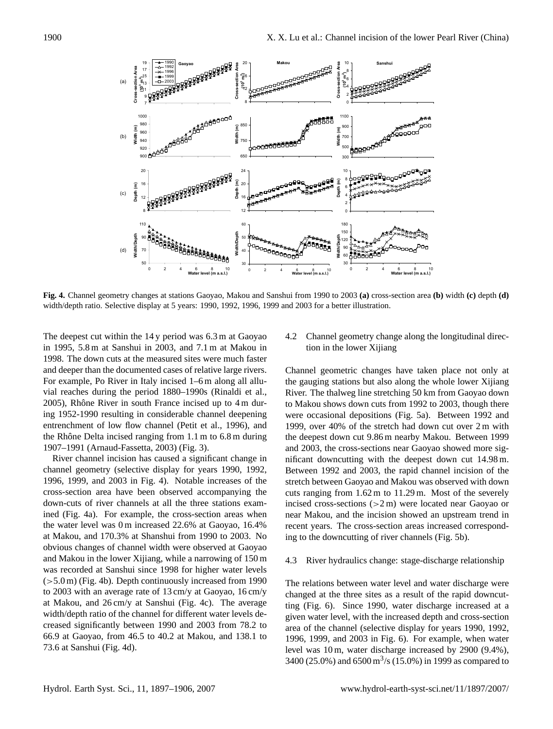**Fig. 4.** Channel geometry changes at stations Gaoyao, Makou and Sanshui from 1990 to 2003 **(a)** cross-section area **(b)** width **(c)** depth **(d)** width/depth ratio. Selective display at 5 years: 1990, 1992, 1996, 1999 and 2003 for a better illustration.

The deepest cut within the 14 y period was 6.3 m at Gaoyao in 1995, 5.8 m at Sanshui in 2003, and 7.1 m at Makou in 1998. The down cuts at the measured sites were much faster and deeper than the documented cases of relative large rivers. For example, Po River in Italy incised 1–6 m along all alluvial reaches during the period 1880–1990s (Rinaldi et al., 2005), Rhône River in south France incised up to 4 m during 1952-1990 resulting in considerable channel deepening entrenchment of low flow channel (Petit et al., 1996), and the Rhône Delta incised ranging from 1.1 m to 6.8 m during 1907–1991 (Arnaud-Fassetta, 2003) (Fig. 3).

River channel incision has caused a significant change in channel geometry (selective display for years 1990, 1992, 1996, 1999, and 2003 in Fig. 4). Notable increases of the cross-section area have been observed accompanying the down-cuts of river channels at all the three stations examined (Fig. 4a). For example, the cross-section areas when the water level was 0 m increased 22.6% at Gaoyao, 16.4% at Makou, and 170.3% at Shanshui from 1990 to 2003. No obvious changes of channel width were observed at Gaoyao and Makou in the lower Xijiang, while a narrowing of 150 m was recorded at Sanshui since 1998 for higher water levels (>5.0 m) (Fig. 4b). Depth continuously increased from 1990 to 2003 with an average rate of 13 cm/y at Gaoyao, 16 cm/y at Makou, and 26 cm/y at Sanshui (Fig. 4c). The average width/depth ratio of the channel for different water levels decreased significantly between 1990 and 2003 from 78.2 to 66.9 at Gaoyao, from 46.5 to 40.2 at Makou, and 138.1 to 73.6 at Sanshui (Fig. 4d).

### 4.2 Channel geometry change along the longitudinal direction in the lower Xijiang

Channel geometric changes have taken place not only at the gauging stations but also along the whole lower Xijiang River. The thalweg line stretching 50 km from Gaoyao down to Makou shows down cuts from 1992 to 2003, though there were occasional depositions (Fig. 5a). Between 1992 and 1999, over 40% of the stretch had down cut over 2 m with the deepest down cut 9.86 m nearby Makou. Between 1999 and 2003, the cross-sections near Gaoyao showed more significant downcutting with the deepest down cut 14.98 m. Between 1992 and 2003, the rapid channel incision of the stretch between Gaoyao and Makou was observed with down cuts ranging from 1.62 m to 11.29 m. Most of the severely incised cross-sections (>2 m) were located near Gaoyao or near Makou, and the incision showed an upstream trend in recent years. The cross-section areas increased corresponding to the downcutting of river channels (Fig. 5b).

### 4.3 River hydraulics change: stage-discharge relationship

The relations between water level and water discharge were changed at the three sites as a result of the rapid downcutting (Fig. 6). Since 1990, water discharge increased at a given water level, with the increased depth and cross-section area of the channel (selective display for years 1990, 1992, 1996, 1999, and 2003 in Fig. 6). For example, when water level was 10 m, water discharge increased by 2900 (9.4%), 3400 (25.0%) and 6500 $m^3$/s (15.0%) in 1999 as compared to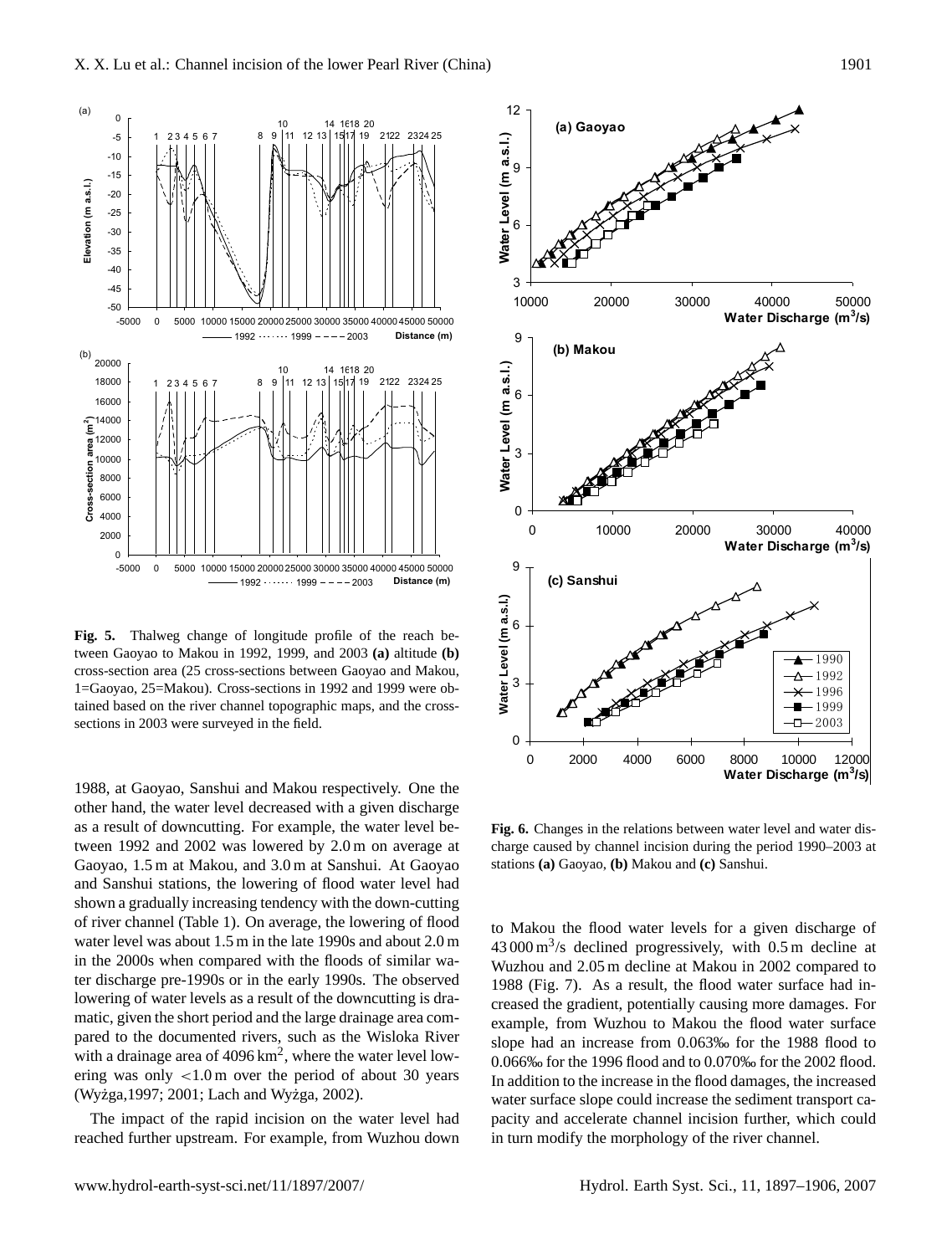**Fig. 5.** Thalweg change of longitude profile of the reach between Gaoyao to Makou in 1992, 1999, and 2003 **(a)** altitude **(b)** cross-section area (25 cross-sections between Gaoyao and Makou, 1=Gaoyao, 25=Makou). Cross-sections in 1992 and 1999 were obtained based on the river channel topographic maps, and the cross-sections in 2003 were surveyed in the field.

**Fig. 6.** Changes in the relations between water level and water discharge caused by channel incision during the period 1990–2003 at stations **(a)** Gaoyao, **(b)** Makou and **(c)** Sanshui.

1988, at Gaoyao, Sanshui and Makou respectively. One the other hand, the water level decreased with a given discharge as a result of downcutting. For example, the water level between 1992 and 2002 was lowered by 2.0 m on average at Gaoyao, 1.5 m at Makou, and 3.0 m at Sanshui. At Gaoyao and Sanshui stations, the lowering of flood water level had shown a gradually increasing tendency with the down-cutting of river channel (Table 1). On average, the lowering of flood water level was about 1.5 m in the late 1990s and about 2.0 m in the 2000s when compared with the floods of similar water discharge pre-1990s or in the early 1990s. The observed lowering of water levels as a result of the downcutting is dramatic, given the short period and the large drainage area compared to the documented rivers, such as the Wisloka River with a drainage area of 4096 km$^2$, where the water level lowering was only $<1.0$ m over the period of about 30 years (Wyżga,1997; 2001; Lach and Wyżga, 2002).

The impact of the rapid incision on the water level had reached further upstream. For example, from Wuzhou down to Makou the flood water levels for a given discharge of 43 000 m$^3$/s declined progressively, with 0.5 m decline at Wuzhou and 2.05 m decline at Makou in 2002 compared to 1988 (Fig. 7). As a result, the flood water surface had increased the gradient, potentially causing more damages. For example, from Wuzhou to Makou the flood water surface slope had an increase from 0.063‰ for the 1988 flood to 0.066‰ for the 1996 flood and to 0.070‰ for the 2002 flood. In addition to the increase in the flood damages, the increased water surface slope could increase the sediment transport capacity and accelerate channel incision further, which could in turn modify the morphology of the river channel.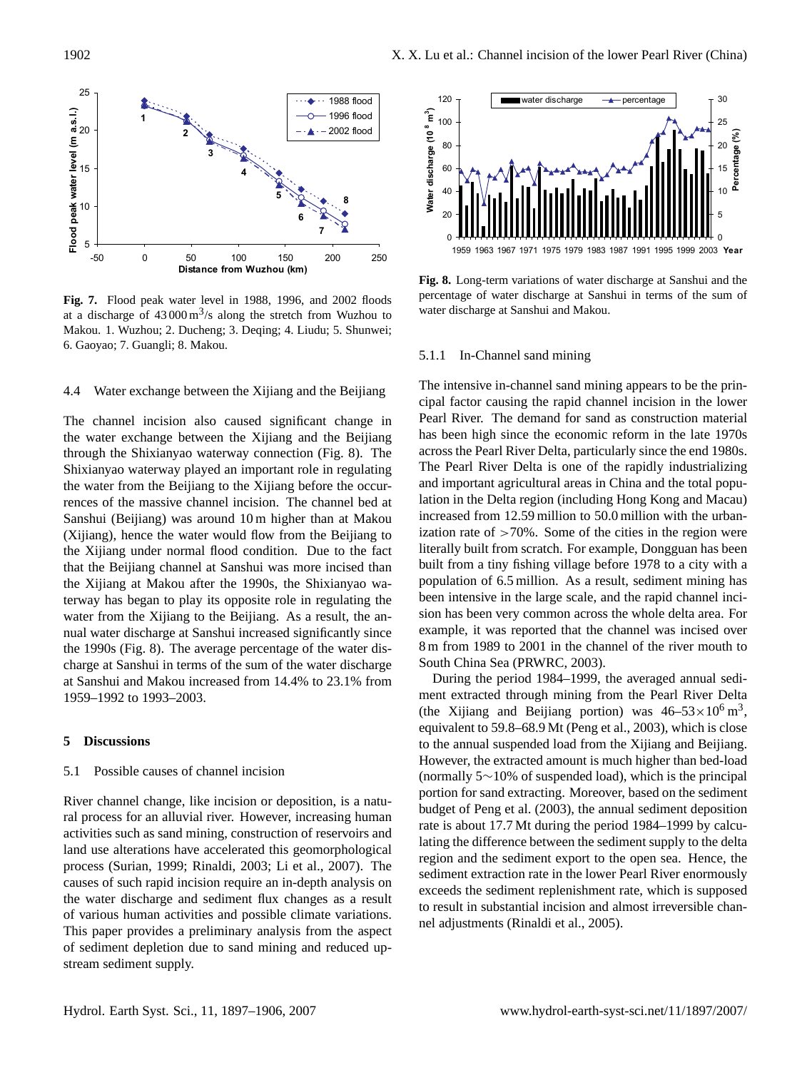**Fig. 7.** Flood peak water level in 1988, 1996, and 2002 floods at a discharge of $43\,000\,m^3/s$ along the stretch from Wuzhou to Makou. 1. Wuzhou; 2. Ducheng; 3. Deqing; 4. Liudu; 5. Shunwei; 6. Gaoyao; 7. Guangli; 8. Makou.

### 4.4 Water exchange between the Xijiang and the Beijiang

The channel incision also caused significant change in the water exchange between the Xijiang and the Beijiang through the Shixianyao waterway connection (Fig. 8). The Shixianyao waterway played an important role in regulating the water from the Beijiang to the Xijiang before the occurrences of the massive channel incision. The channel bed at Sanshui (Beijiang) was around 10 m higher than at Makou (Xijiang), hence the water would flow from the Beijiang to the Xijiang under normal flood condition. Due to the fact that the Beijiang channel at Sanshui was more incised than the Xijiang at Makou after the 1990s, the Shixianyao waterway has began to play its opposite role in regulating the water from the Xijiang to the Beijiang. As a result, the annual water discharge at Sanshui increased significantly since the 1990s (Fig. 8). The average percentage of the water discharge at Sanshui in terms of the sum of the water discharge at Sanshui and Makou increased from 14.4% to 23.1% from 1959–1992 to 1993–2003.

## 5 Discussions

### 5.1 Possible causes of channel incision

River channel change, like incision or deposition, is a natural process for an alluvial river. However, increasing human activities such as sand mining, construction of reservoirs and land use alterations have accelerated this geomorphological process (Surian, 1999; Rinaldi, 2003; Li et al., 2007). The causes of such rapid incision require an in-depth analysis on the water discharge and sediment flux changes as a result of various human activities and possible climate variations. This paper provides a preliminary analysis from the aspect of sediment depletion due to sand mining and reduced upstream sediment supply.

**Fig. 8.** Long-term variations of water discharge at Sanshui and the percentage of water discharge at Sanshui in terms of the sum of water discharge at Sanshui and Makou.

#### 5.1.1 In-Channel sand mining

The intensive in-channel sand mining appears to be the principal factor causing the rapid channel incision in the lower Pearl River. The demand for sand as construction material has been high since the economic reform in the late 1970s across the Pearl River Delta, particularly since the end 1980s. The Pearl River Delta is one of the rapidly industrializing and important agricultural areas in China and the total population in the Delta region (including Hong Kong and Macau) increased from 12.59 million to 50.0 million with the urbanization rate of >70%. Some of the cities in the region were literally built from scratch. For example, Dongguan has been built from a tiny fishing village before 1978 to a city with a population of 6.5 million. As a result, sediment mining has been intensive in the large scale, and the rapid channel incision has been very common across the whole delta area. For example, it was reported that the channel was incised over 8 m from 1989 to 2001 in the channel of the river mouth to South China Sea (PRWRC, 2003).

During the period 1984–1999, the averaged annual sediment extracted through mining from the Pearl River Delta (the Xijiang and Beijiang portion) was $46–53\times10^6\,m^3$, equivalent to 59.8–68.9 Mt (Peng et al., 2003), which is close to the annual suspended load from the Xijiang and Beijiang. However, the extracted amount is much higher than bed-load (normally 5~10% of suspended load), which is the principal portion for sand extracting. Moreover, based on the sediment budget of Peng et al. (2003), the annual sediment deposition rate is about 17.7 Mt during the period 1984–1999 by calculating the difference between the sediment supply to the delta region and the sediment export to the open sea. Hence, the sediment extraction rate in the lower Pearl River enormously exceeds the sediment replenishment rate, which is supposed to result in substantial incision and almost irreversible channel adjustments (Rinaldi et al., 2005).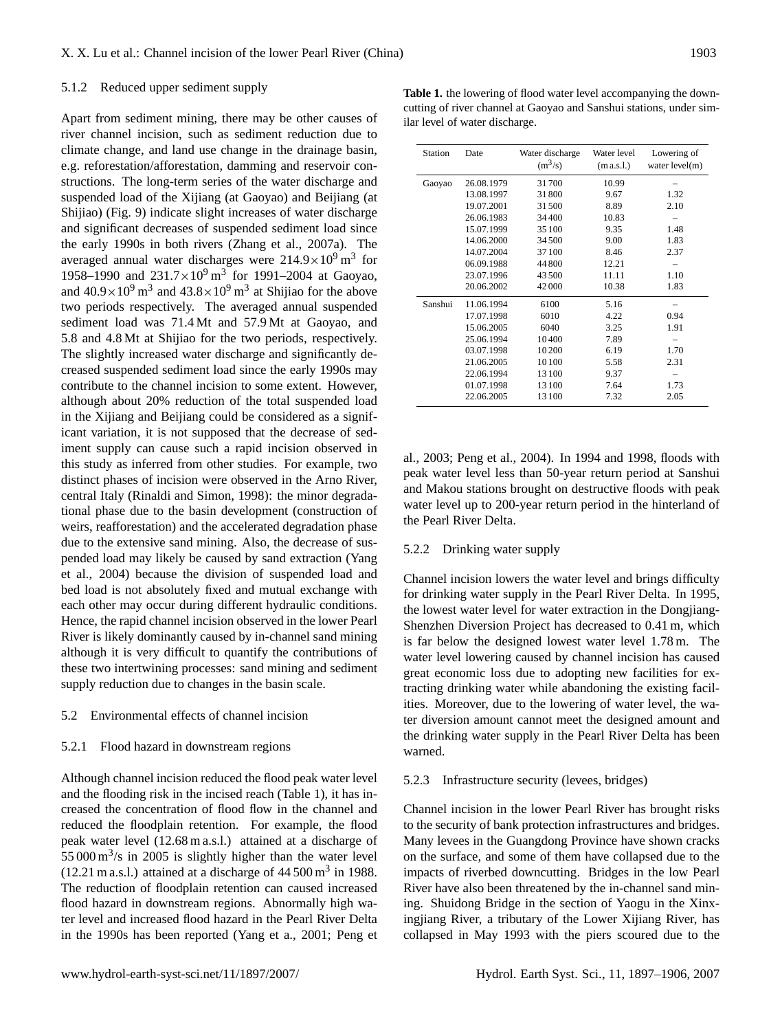### 5.1.2 Reduced upper sediment supply

Apart from sediment mining, there may be other causes of river channel incision, such as sediment reduction due to climate change, and land use change in the drainage basin, e.g. reforestation/afforestation, damming and reservoir constructions. The long-term series of the water discharge and suspended load of the Xijiang (at Gaoyao) and Beijiang (at Shijiao) (Fig. 9) indicate slight increases of water discharge and significant decreases of suspended sediment load since the early 1990s in both rivers (Zhang et al., 2007a). The averaged annual water discharges were $214.9\times10^9\,\mathrm{m}^3$ for 1958–1990 and $231.7\times10^9\,\mathrm{m}^3$ for 1991–2004 at Gaoyao, and $40.9\times10^9\,\mathrm{m}^3$ and $43.8\times10^9\,\mathrm{m}^3$ at Shijiao for the above two periods respectively. The averaged annual suspended sediment load was 71.4 Mt and 57.9 Mt at Gaoyao, and 5.8 and 4.8 Mt at Shijiao for the two periods, respectively. The slightly increased water discharge and significantly decreased suspended sediment load since the early 1990s may contribute to the channel incision to some extent. However, although about 20% reduction of the total suspended load in the Xijiang and Beijiang could be considered as a significant variation, it is not supposed that the decrease of sediment supply can cause such a rapid incision observed in this study as inferred from other studies. For example, two distinct phases of incision were observed in the Arno River, central Italy (Rinaldi and Simon, 1998): the minor degradational phase due to the basin development (construction of weirs, reafforestation) and the accelerated degradation phase due to the extensive sand mining. Also, the decrease of suspended load may likely be caused by sand extraction (Yang et al., 2004) because the division of suspended load and bed load is not absolutely fixed and mutual exchange with each other may occur during different hydraulic conditions. Hence, the rapid channel incision observed in the lower Pearl River is likely dominantly caused by in-channel sand mining although it is very difficult to quantify the contributions of these two intertwining processes: sand mining and sediment supply reduction due to changes in the basin scale.

## 5.2 Environmental effects of channel incision

### 5.2.1 Flood hazard in downstream regions

Although channel incision reduced the flood peak water level and the flooding risk in the incised reach (Table 1), it has increased the concentration of flood flow in the channel and reduced the floodplain retention. For example, the flood peak water level (12.68 m a.s.l.) attained at a discharge of $55\,000\,\mathrm{m}^3/\mathrm{s}$ in 2005 is slightly higher than the water level (12.21 m a.s.l.) attained at a discharge of $44\,500\,\mathrm{m}^3$ in 1988. The reduction of floodplain retention can caused increased flood hazard in downstream regions. Abnormally high water level and increased flood hazard in the Pearl River Delta in the 1990s has been reported (Yang et al., 2001; Peng et al., 2003; Peng et al., 2004). In 1994 and 1998, floods with peak water level less than 50-year return period at Sanshui and Makou stations brought on destructive floods with peak water level up to 200-year return period in the hinterland of the Pearl River Delta.

**Table 1.** the lowering of flood water level accompanying the downcutting of river channel at Gaoyao and Sanshui stations, under similar level of water discharge.

| Station | Date | Water discharge ($\mathrm{m}^3/\mathrm{s}$) | Water level (m a.s.l.) | Lowering of water level(m) |
|---|---|---|---|---|
| Gaoyao | 26.08.1979 | 31 700 | 10.99 | – |
| | 13.08.1997 | 31 800 | 9.67 | 1.32 |
| | 19.07.2001 | 31 500 | 8.89 | 2.10 |
| | 26.06.1983 | 34 400 | 10.83 | – |
| | 15.07.1999 | 35 100 | 9.35 | 1.48 |
| | 14.06.2000 | 34 500 | 9.00 | 1.83 |
| | 14.07.2004 | 37 100 | 8.46 | 2.37 |
| | 06.09.1988 | 44 800 | 12.21 | – |
| | 23.07.1996 | 43 500 | 11.11 | 1.10 |
| | 20.06.2002 | 42 000 | 10.38 | 1.83 |
| Sanshui | 11.06.1994 | 6100 | 5.16 | – |
| | 17.07.1998 | 6010 | 4.22 | 0.94 |
| | 15.06.2005 | 6040 | 3.25 | 1.91 |
| | 25.06.1994 | 10 400 | 7.89 | – |
| | 03.07.1998 | 10 200 | 6.19 | 1.70 |
| | 21.06.2005 | 10 100 | 5.58 | 2.31 |
| | 22.06.1994 | 13 100 | 9.37 | – |
| | 01.07.1998 | 13 100 | 7.64 | 1.73 |
| | 22.06.2005 | 13 100 | 7.32 | 2.05 |

### 5.2.2 Drinking water supply

Channel incision lowers the water level and brings difficulty for drinking water supply in the Pearl River Delta. In 1995, the lowest water level for water extraction in the Dongjiang-Shenzhen Diversion Project has decreased to 0.41 m, which is far below the designed lowest water level 1.78 m. The water level lowering caused by channel incision has caused great economic loss due to adopting new facilities for extracting drinking water while abandoning the existing facilities. Moreover, due to the lowering of water level, the water diversion amount cannot meet the designed amount and the drinking water supply in the Pearl River Delta has been warned.

### 5.2.3 Infrastructure security (levees, bridges)

Channel incision in the lower Pearl River has brought risks to the security of bank protection infrastructures and bridges. Many levees in the Guangdong Province have shown cracks on the surface, and some of them have collapsed due to the impacts of riverbed downcutting. Bridges in the low Pearl River have also been threatened by the in-channel sand mining. Shuidong Bridge in the section of Yaogu in the Xinxingjiang River, a tributary of the Lower Xijiang River, has collapsed in May 1993 with the piers scoured due to the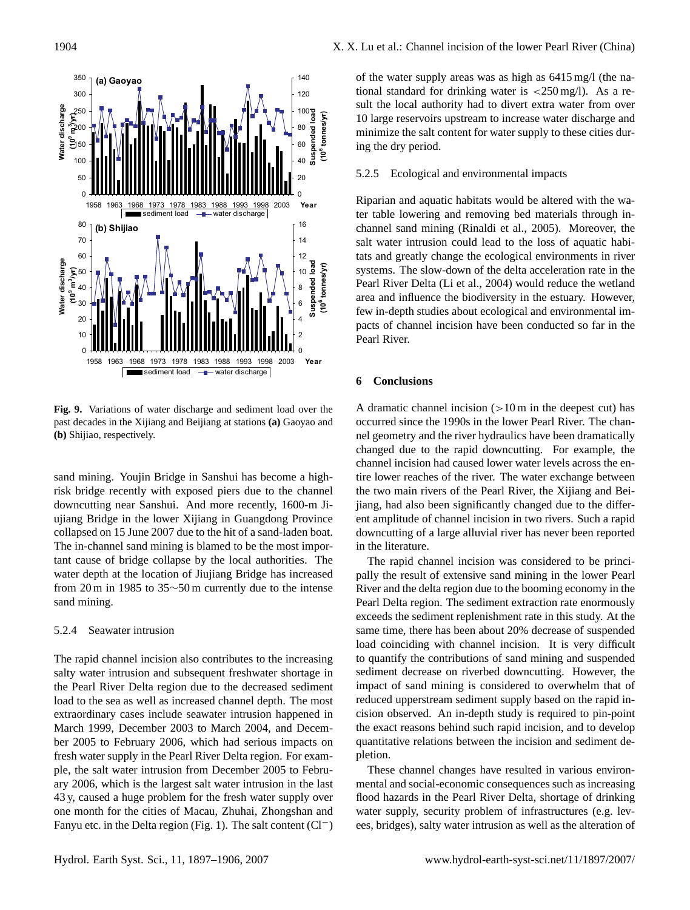**Fig. 9.** Variations of water discharge and sediment load over the past decades in the Xijiang and Beijiang at stations **(a)** Gaoyao and **(b)** Shijiao, respectively.

sand mining. Youjin Bridge in Sanshui has become a high-risk bridge recently with exposed piers due to the channel downcutting near Sanshui. And more recently, 1600-m Jiujiang Bridge in the lower Xijiang in Guangdong Province collapsed on 15 June 2007 due to the hit of a sand-laden boat. The in-channel sand mining is blamed to be the most important cause of bridge collapse by the local authorities. The water depth at the location of Jiujiang Bridge has increased from 20 m in 1985 to 35∼50 m currently due to the intense sand mining.

#### 5.2.4 Seawater intrusion

The rapid channel incision also contributes to the increasing salty water intrusion and subsequent freshwater shortage in the Pearl River Delta region due to the decreased sediment load to the sea as well as increased channel depth. The most extraordinary cases include seawater intrusion happened in March 1999, December 2003 to March 2004, and December 2005 to February 2006, which had serious impacts on fresh water supply in the Pearl River Delta region. For example, the salt water intrusion from December 2005 to February 2006, which is the largest salt water intrusion in the last 43 y, caused a huge problem for the fresh water supply over one month for the cities of Macau, Zhuhai, Zhongshan and Fanyu etc. in the Delta region (Fig. 1). The salt content ($Cl^-$) of the water supply areas was as high as 6415 mg/l (the national standard for drinking water is <250 mg/l). As a result the local authority had to divert extra water from over 10 large reservoirs upstream to increase water discharge and minimize the salt content for water supply to these cities during the dry period.

#### 5.2.5 Ecological and environmental impacts

Riparian and aquatic habitats would be altered with the water table lowering and removing bed materials through in-channel sand mining (Rinaldi et al., 2005). Moreover, the salt water intrusion could lead to the loss of aquatic habitats and greatly change the ecological environments in river systems. The slow-down of the delta acceleration rate in the Pearl River Delta (Li et al., 2004) would reduce the wetland area and influence the biodiversity in the estuary. However, few in-depth studies about ecological and environmental impacts of channel incision have been conducted so far in the Pearl River.

## 6 Conclusions

A dramatic channel incision (>10 m in the deepest cut) has occurred since the 1990s in the lower Pearl River. The channel geometry and the river hydraulics have been dramatically changed due to the rapid downcutting. For example, the channel incision had caused lower water levels across the entire lower reaches of the river. The water exchange between the two main rivers of the Pearl River, the Xijiang and Beijiang, had also been significantly changed due to the different amplitude of channel incision in two rivers. Such a rapid downcutting of a large alluvial river has never been reported in the literature.

The rapid channel incision was considered to be principally the result of extensive sand mining in the lower Pearl River and the delta region due to the booming economy in the Pearl Delta region. The sediment extraction rate enormously exceeds the sediment replenishment rate in this study. At the same time, there has been about 20% decrease of suspended load coinciding with channel incision. It is very difficult to quantify the contributions of sand mining and suspended sediment decrease on riverbed downcutting. However, the impact of sand mining is considered to overwhelm that of reduced upperstream sediment supply based on the rapid incision observed. An in-depth study is required to pin-point the exact reasons behind such rapid incision, and to develop quantitative relations between the incision and sediment depletion.

These channel changes have resulted in various environmental and social-economic consequences such as increasing flood hazards in the Pearl River Delta, shortage of drinking water supply, security problem of infrastructures (e.g. levees, bridges), salty water intrusion as well as the alteration of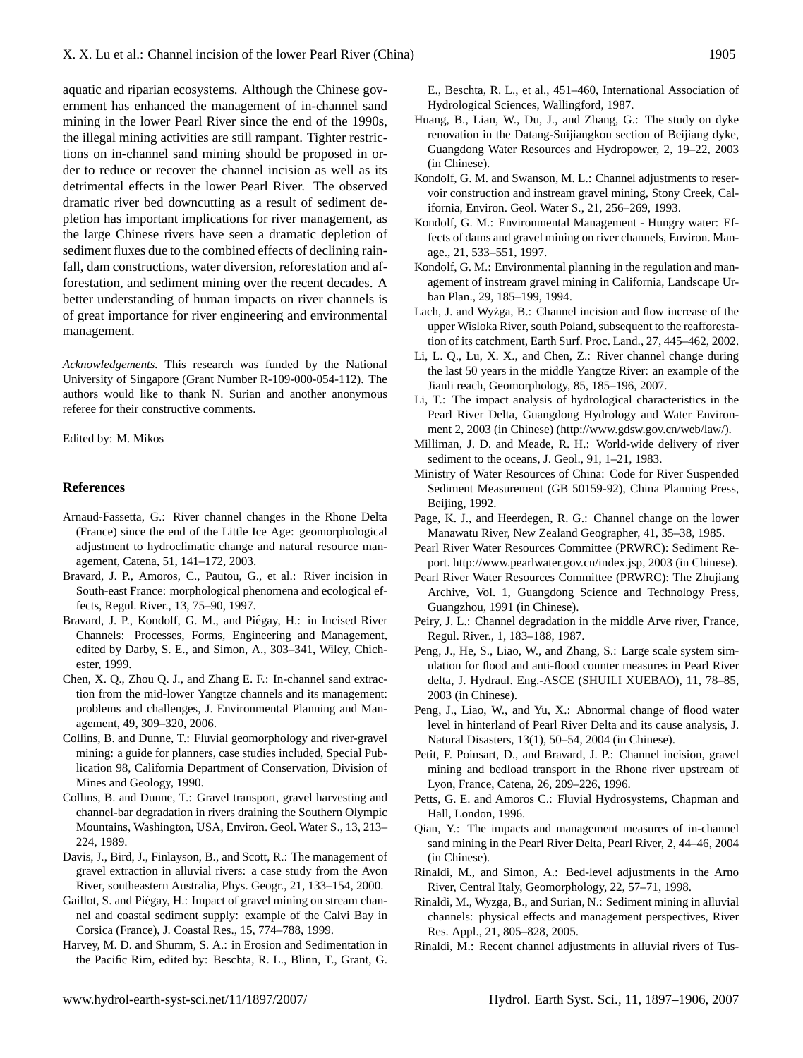aquatic and riparian ecosystems. Although the Chinese government has enhanced the management of in-channel sand mining in the lower Pearl River since the end of the 1990s, the illegal mining activities are still rampant. Tighter restrictions on in-channel sand mining should be proposed in order to reduce or recover the channel incision as well as its detrimental effects in the lower Pearl River. The observed dramatic river bed downcutting as a result of sediment depletion has important implications for river management, as the large Chinese rivers have seen a dramatic depletion of sediment fluxes due to the combined effects of declining rainfall, dam constructions, water diversion, reforestation and afforestation, and sediment mining over the recent decades. A better understanding of human impacts on river channels is of great importance for river engineering and environmental management.

*Acknowledgements.* This research was funded by the National University of Singapore (Grant Number R-109-000-054-112). The authors would like to thank N. Surian and another anonymous referee for their constructive comments.

Edited by: M. Mikos

## References

Arnaud-Fassetta, G.: River channel changes in the Rhone Delta (France) since the end of the Little Ice Age: geomorphological adjustment to hydroclimatic change and natural resource management, Catena, 51, 141–172, 2003.

Bravard, J. P., Amoros, C., Pautou, G., et al.: River incision in South-east France: morphological phenomena and ecological effects, Regul. River., 13, 75–90, 1997.

Bravard, J. P., Kondolf, G. M., and Piégay, H.: in Incised River Channels: Processes, Forms, Engineering and Management, edited by Darby, S. E., and Simon, A., 303–341, Wiley, Chichester, 1999.

Chen, X. Q., Zhou Q. J., and Zhang E. F.: In-channel sand extraction from the mid-lower Yangtze channels and its management: problems and challenges, J. Environmental Planning and Management, 49, 309–320, 2006.

Collins, B. and Dunne, T.: Fluvial geomorphology and river-gravel mining: a guide for planners, case studies included, Special Publication 98, California Department of Conservation, Division of Mines and Geology, 1990.

Collins, B. and Dunne, T.: Gravel transport, gravel harvesting and channel-bar degradation in rivers draining the Southern Olympic Mountains, Washington, USA, Environ. Geol. Water S., 13, 213–224, 1989.

Davis, J., Bird, J., Finlayson, B., and Scott, R.: The management of gravel extraction in alluvial rivers: a case study from the Avon River, southeastern Australia, Phys. Geogr., 21, 133–154, 2000.

Gaillot, S. and Piégay, H.: Impact of gravel mining on stream channel and coastal sediment supply: example of the Calvi Bay in Corsica (France), J. Coastal Res., 15, 774–788, 1999.

Harvey, M. D. and Shumm, S. A.: in Erosion and Sedimentation in the Pacific Rim, edited by: Beschta, R. L., Blinn, T., Grant, G. E., Beschta, R. L., et al., 451–460, International Association of Hydrological Sciences, Wallingford, 1987.

Huang, B., Lian, W., Du, J., and Zhang, G.: The study on dyke renovation in the Datang-Suijiangkou section of Beijiang dyke, Guangdong Water Resources and Hydropower, 2, 19–22, 2003 (in Chinese).

Kondolf, G. M. and Swanson, M. L.: Channel adjustments to reservoir construction and instream gravel mining, Stony Creek, California, Environ. Geol. Water S., 21, 256–269, 1993.

Kondolf, G. M.: Environmental Management - Hungry water: Effects of dams and gravel mining on river channels, Environ. Manage., 21, 533–551, 1997.

Kondolf, G. M.: Environmental planning in the regulation and management of instream gravel mining in California, Landscape Urban Plan., 29, 185–199, 1994.

Lach, J. and Wyżga, B.: Channel incision and flow increase of the upper Wisloka River, south Poland, subsequent to the reafforestation of its catchment, Earth Surf. Proc. Land., 27, 445–462, 2002.

Li, L. Q., Lu, X. X., and Chen, Z.: River channel change during the last 50 years in the middle Yangtze River: an example of the Jianli reach, Geomorphology, 85, 185–196, 2007.

Li, T.: The impact analysis of hydrological characteristics in the Pearl River Delta, Guangdong Hydrology and Water Environment 2, 2003 (in Chinese) (http://www.gdsw.gov.cn/web/law/).

Milliman, J. D. and Meade, R. H.: World-wide delivery of river sediment to the oceans, J. Geol., 91, 1–21, 1983.

Ministry of Water Resources of China: Code for River Suspended Sediment Measurement (GB 50159-92), China Planning Press, Beijing, 1992.

Page, K. J., and Heerdegen, R. G.: Channel change on the lower Manawatu River, New Zealand Geographer, 41, 35–38, 1985.

Pearl River Water Resources Committee (PRWRC): Sediment Report. http://www.pearlwater.gov.cn/index.jsp, 2003 (in Chinese).

Pearl River Water Resources Committee (PRWRC): The Zhujiang Archive, Vol. 1, Guangdong Science and Technology Press, Guangzhou, 1991 (in Chinese).

Peiry, J. L.: Channel degradation in the middle Arve river, France, Regul. River., 1, 183–188, 1987.

Peng, J., He, S., Liao, W., and Zhang, S.: Large scale system simulation for flood and anti-flood counter measures in Pearl River delta, J. Hydraul. Eng.-ASCE (SHUILI XUEBAO), 11, 78–85, 2003 (in Chinese).

Peng, J., Liao, W., and Yu, X.: Abnormal change of flood water level in hinterland of Pearl River Delta and its cause analysis, J. Natural Disasters, 13(1), 50–54, 2004 (in Chinese).

Petit, F. Poinsart, D., and Bravard, J. P.: Channel incision, gravel mining and bedload transport in the Rhone river upstream of Lyon, France, Catena, 26, 209–226, 1996.

Petts, G. E. and Amoros C.: Fluvial Hydrosystems, Chapman and Hall, London, 1996.

Qian, Y.: The impacts and management measures of in-channel sand mining in the Pearl River Delta, Pearl River, 2, 44–46, 2004 (in Chinese).

Rinaldi, M., and Simon, A.: Bed-level adjustments in the Arno River, Central Italy, Geomorphology, 22, 57–71, 1998.

Rinaldi, M., Wyzga, B., and Surian, N.: Sediment mining in alluvial channels: physical effects and management perspectives, River Res. Appl., 21, 805–828, 2005.

Rinaldi, M.: Recent channel adjustments in alluvial rivers of Tus-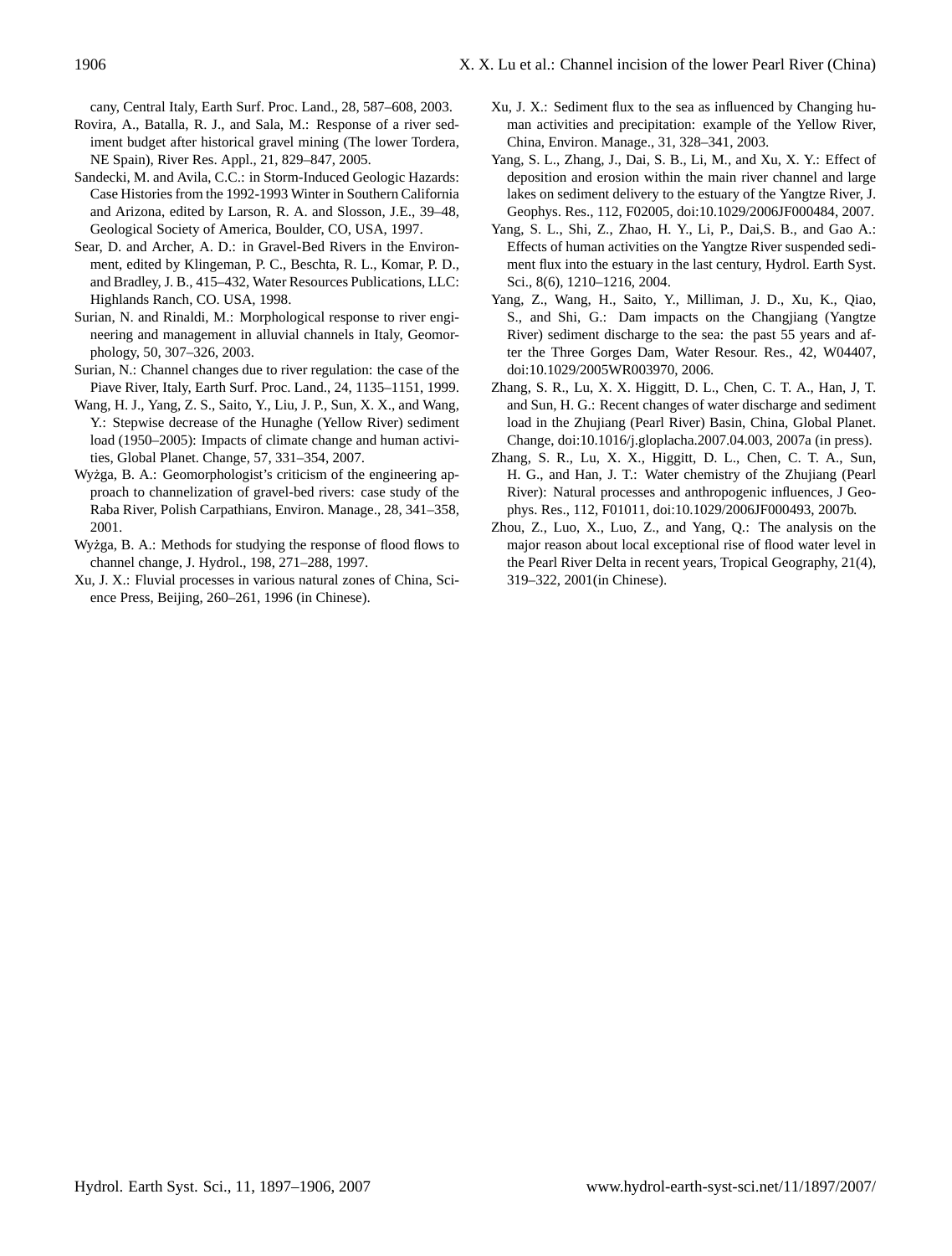cany, Central Italy, Earth Surf. Proc. Land., 28, 587–608, 2003.

Rovira, A., Batalla, R. J., and Sala, M.: Response of a river sediment budget after historical gravel mining (The lower Tordera, NE Spain), River Res. Appl., 21, 829–847, 2005.

Sandecki, M. and Avila, C.C.: in Storm-Induced Geologic Hazards: Case Histories from the 1992-1993 Winter in Southern California and Arizona, edited by Larson, R. A. and Slosson, J.E., 39–48, Geological Society of America, Boulder, CO, USA, 1997.

Sear, D. and Archer, A. D.: in Gravel-Bed Rivers in the Environment, edited by Klingeman, P. C., Beschta, R. L., Komar, P. D., and Bradley, J. B., 415–432, Water Resources Publications, LLC: Highlands Ranch, CO. USA, 1998.

Surian, N. and Rinaldi, M.: Morphological response to river engineering and management in alluvial channels in Italy, Geomorphology, 50, 307–326, 2003.

Surian, N.: Channel changes due to river regulation: the case of the Piave River, Italy, Earth Surf. Proc. Land., 24, 1135–1151, 1999.

Wang, H. J., Yang, Z. S., Saito, Y., Liu, J. P., Sun, X. X., and Wang, Y.: Stepwise decrease of the Hunaghe (Yellow River) sediment load (1950–2005): Impacts of climate change and human activities, Global Planet. Change, 57, 331–354, 2007.

Wyżga, B. A.: Geomorphologist's criticism of the engineering approach to channelization of gravel-bed rivers: case study of the Raba River, Polish Carpathians, Environ. Manage., 28, 341–358, 2001.

Wyżga, B. A.: Methods for studying the response of flood flows to channel change, J. Hydrol., 198, 271–288, 1997.

Xu, J. X.: Fluvial processes in various natural zones of China, Science Press, Beijing, 260–261, 1996 (in Chinese).

Xu, J. X.: Sediment flux to the sea as influenced by Changing human activities and precipitation: example of the Yellow River, China, Environ. Manage., 31, 328–341, 2003.

Yang, S. L., Zhang, J., Dai, S. B., Li, M., and Xu, X. Y.: Effect of deposition and erosion within the main river channel and large lakes on sediment delivery to the estuary of the Yangtze River, J. Geophys. Res., 112, F02005, doi:10.1029/2006JF000484, 2007.

Yang, S. L., Shi, Z., Zhao, H. Y., Li, P., Dai,S. B., and Gao A.: Effects of human activities on the Yangtze River suspended sediment flux into the estuary in the last century, Hydrol. Earth Syst. Sci., 8(6), 1210–1216, 2004.

Yang, Z., Wang, H., Saito, Y., Milliman, J. D., Xu, K., Qiao, S., and Shi, G.: Dam impacts on the Changjiang (Yangtze River) sediment discharge to the sea: the past 55 years and after the Three Gorges Dam, Water Resour. Res., 42, W04407, doi:10.1029/2005WR003970, 2006.

Zhang, S. R., Lu, X. X. Higgitt, D. L., Chen, C. T. A., Han, J, T. and Sun, H. G.: Recent changes of water discharge and sediment load in the Zhujiang (Pearl River) Basin, China, Global Planet. Change, doi:10.1016/j.gloplacha.2007.04.003, 2007a (in press).

Zhang, S. R., Lu, X. X., Higgitt, D. L., Chen, C. T. A., Sun, H. G., and Han, J. T.: Water chemistry of the Zhujiang (Pearl River): Natural processes and anthropogenic influences, J Geophys. Res., 112, F01011, doi:10.1029/2006JF000493, 2007b.

Zhou, Z., Luo, X., Luo, Z., and Yang, Q.: The analysis on the major reason about local exceptional rise of flood water level in the Pearl River Delta in recent years, Tropical Geography, 21(4), 319–322, 2001(in Chinese).